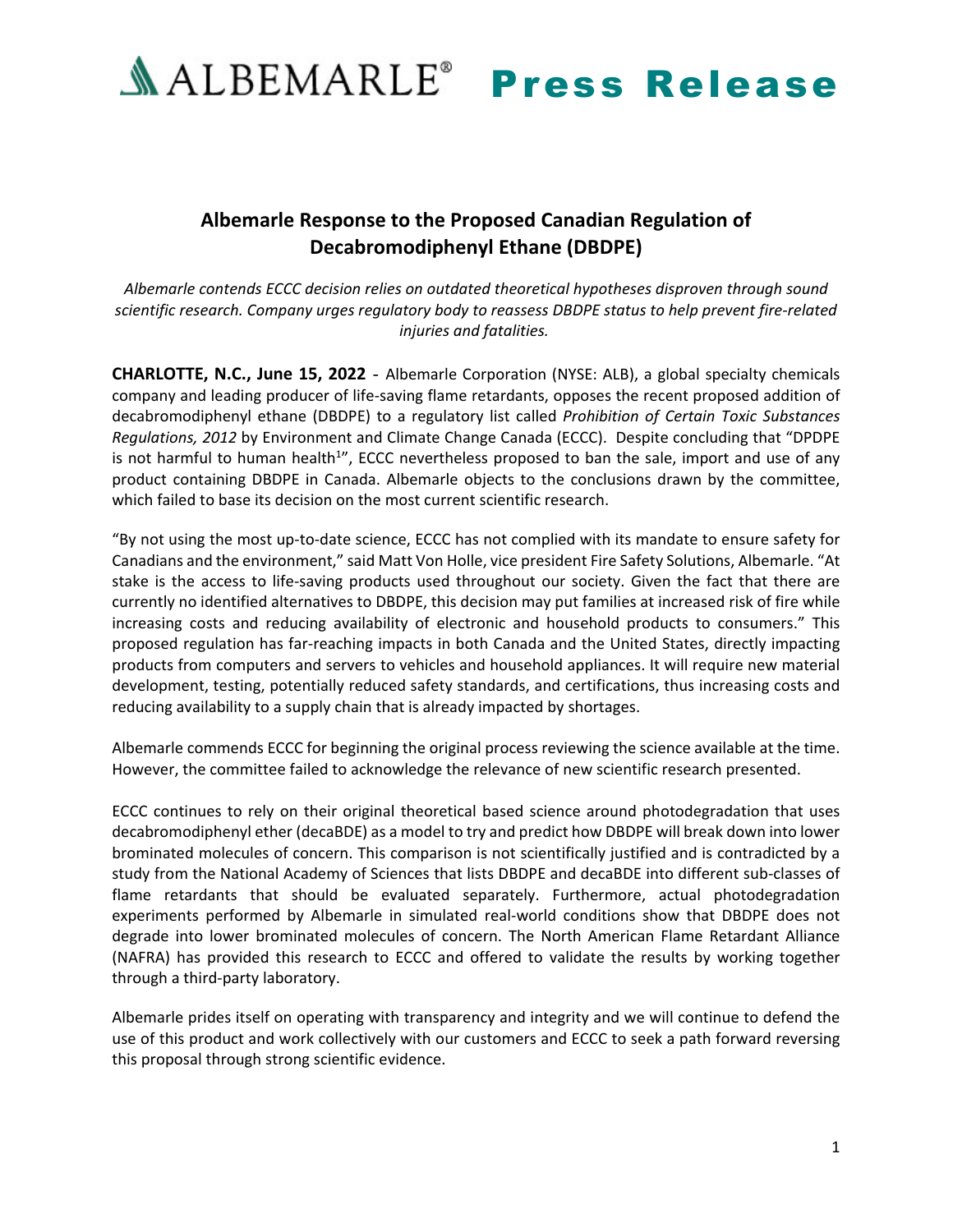ALBEMARLE® **Press Release**

## Albemarle Response to the Proposed Canadian Regulation of Decabromodiphenyl Ethane (DBDPE)

*Albemarle contends ECCC decision relies on outdated theoretical hypotheses disproven through sound scientific research. Company urges regulatory body to reassess DBDPE status to help prevent fire-related injuries and fatalities.*

**CHARLOTTE, N.C., June 15, 2022** - Albemarle Corporation (NYSE: ALB), a global specialty chemicals company and leading producer of life-saving flame retardants, opposes the recent proposed addition of decabromodiphenyl ethane (DBDPE) to a regulatory list called *Prohibition of Certain Toxic Substances Regulations, 2012* by Environment and Climate Change Canada (ECCC). Despite concluding that "DPDPE is not harmful to human health[1]", ECCC nevertheless proposed to ban the sale, import and use of any product containing DBDPE in Canada. Albemarle objects to the conclusions drawn by the committee, which failed to base its decision on the most current scientific research.

"By not using the most up-to-date science, ECCC has not complied with its mandate to ensure safety for Canadians and the environment," said Matt Von Holle, vice president Fire Safety Solutions, Albemarle. "At stake is the access to life-saving products used throughout our society. Given the fact that there are currently no identified alternatives to DBDPE, this decision may put families at increased risk of fire while increasing costs and reducing availability of electronic and household products to consumers." This proposed regulation has far-reaching impacts in both Canada and the United States, directly impacting products from computers and servers to vehicles and household appliances. It will require new material development, testing, potentially reduced safety standards, and certifications, thus increasing costs and reducing availability to a supply chain that is already impacted by shortages.

Albemarle commends ECCC for beginning the original process reviewing the science available at the time. However, the committee failed to acknowledge the relevance of new scientific research presented.

ECCC continues to rely on their original theoretical based science around photodegradation that uses decabromodiphenyl ether (decaBDE) as a model to try and predict how DBDPE will break down into lower brominated molecules of concern. This comparison is not scientifically justified and is contradicted by a study from the National Academy of Sciences that lists DBDPE and decaBDE into different sub-classes of flame retardants that should be evaluated separately. Furthermore, actual photodegradation experiments performed by Albemarle in simulated real-world conditions show that DBDPE does not degrade into lower brominated molecules of concern. The North American Flame Retardant Alliance (NAFRA) has provided this research to ECCC and offered to validate the results by working together through a third-party laboratory.

Albemarle prides itself on operating with transparency and integrity and we will continue to defend the use of this product and work collectively with our customers and ECCC to seek a path forward reversing this proposal through strong scientific evidence.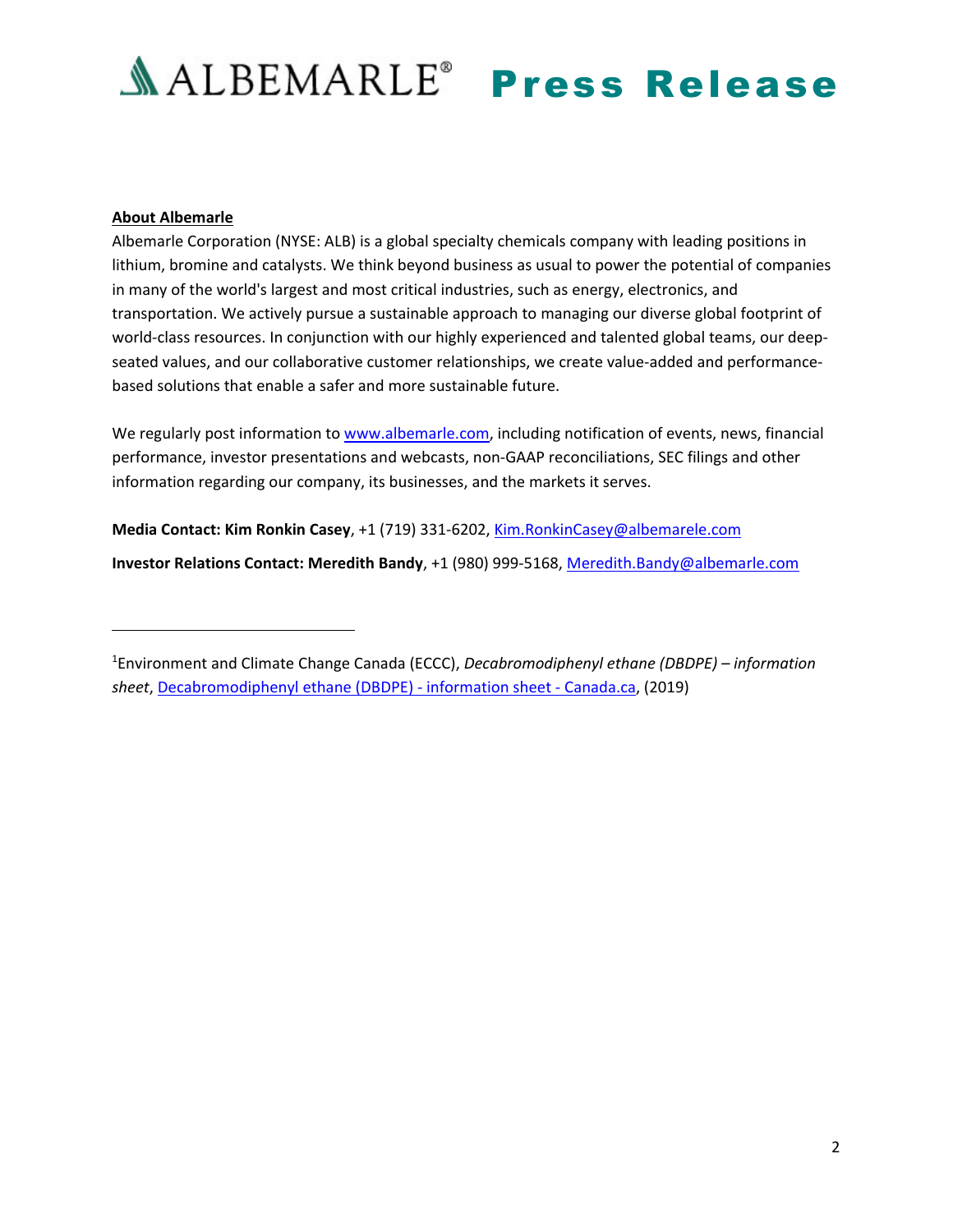**About Albemarle**

Albemarle Corporation (NYSE: ALB) is a global specialty chemicals company with leading positions in lithium, bromine and catalysts. We think beyond business as usual to power the potential of companies in many of the world's largest and most critical industries, such as energy, electronics, and transportation. We actively pursue a sustainable approach to managing our diverse global footprint of world-class resources. In conjunction with our highly experienced and talented global teams, our deep-seated values, and our collaborative customer relationships, we create value-added and performance-based solutions that enable a safer and more sustainable future.

We regularly post information to www.albemarle.com, including notification of events, news, financial performance, investor presentations and webcasts, non-GAAP reconciliations, SEC filings and other information regarding our company, its businesses, and the markets it serves.

**Media Contact: Kim Ronkin Casey**, +1 (719) 331-6202, Kim.RonkinCasey@albemarele.com

**Investor Relations Contact: Meredith Bandy**, +1 (980) 999-5168, Meredith.Bandy@albemarle.com

---

[1]Environment and Climate Change Canada (ECCC), *Decabromodiphenyl ethane (DBDPE) – information sheet*, Decabromodiphenyl ethane (DBDPE) - information sheet - Canada.ca, (2019)